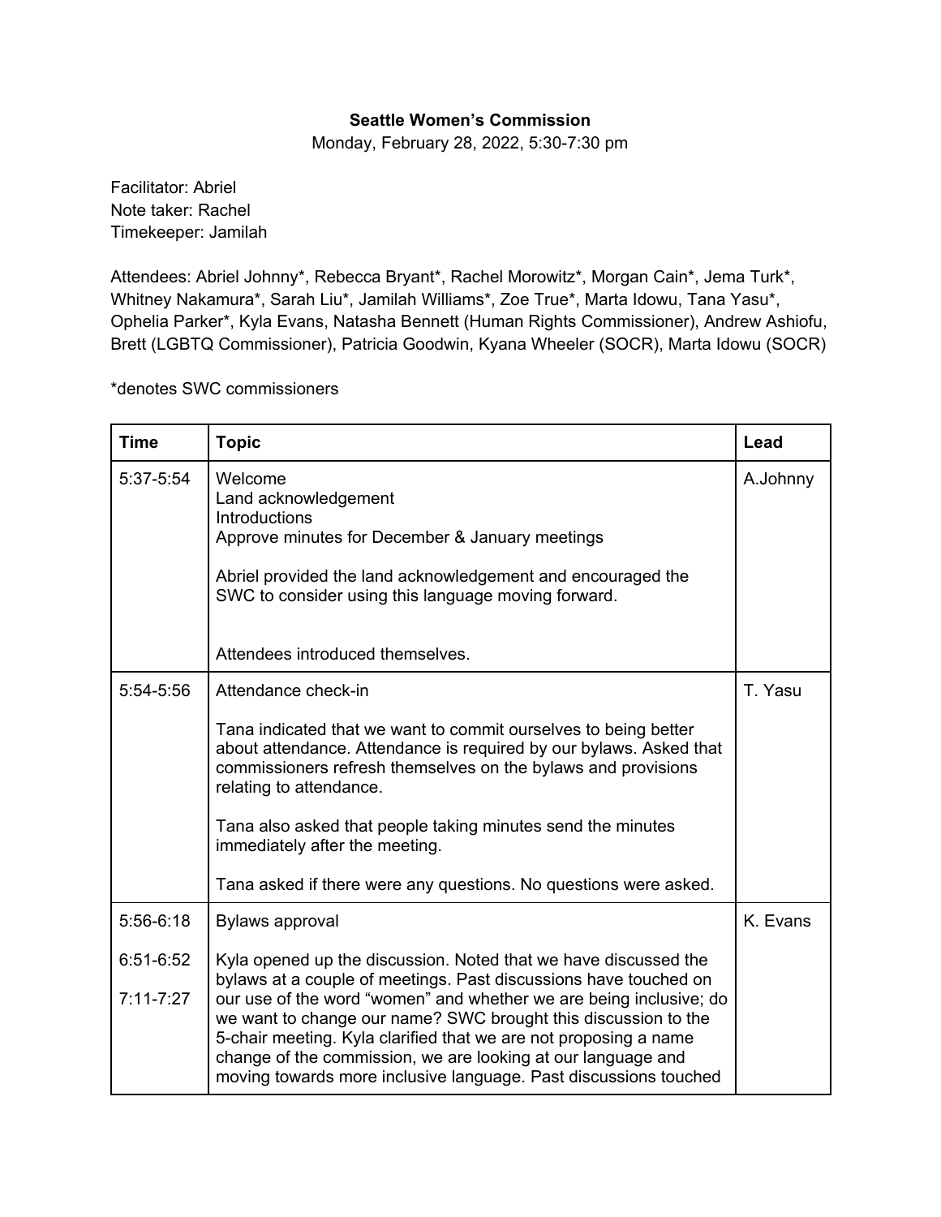**Seattle Women's Commission**

Monday, February 28, 2022, 5:30-7:30 pm

Facilitator: Abriel
Note taker: Rachel
Timekeeper: Jamilah

Attendees: Abriel Johnny*, Rebecca Bryant*, Rachel Morowitz*, Morgan Cain*, Jema Turk*, Whitney Nakamura*, Sarah Liu*, Jamilah Williams*, Zoe True*, Marta Idowu, Tana Yasu*, Ophelia Parker*, Kyla Evans, Natasha Bennett (Human Rights Commissioner), Andrew Ashiofu, Brett (LGBTQ Commissioner), Patricia Goodwin, Kyana Wheeler (SOCR), Marta Idowu (SOCR)

*denotes SWC commissioners

| Time | Topic | Lead |
|---|---|---|
| 5:37-5:54 | Welcome<br>Land acknowledgement<br>Introductions<br>Approve minutes for December & January meetings<br><br>Abriel provided the land acknowledgement and encouraged the SWC to consider using this language moving forward.<br><br>Attendees introduced themselves. | A.Johnny |
| 5:54-5:56 | Attendance check-in<br><br>Tana indicated that we want to commit ourselves to being better about attendance. Attendance is required by our bylaws. Asked that commissioners refresh themselves on the bylaws and provisions relating to attendance.<br><br>Tana also asked that people taking minutes send the minutes immediately after the meeting.<br><br>Tana asked if there were any questions. No questions were asked. | T. Yasu |
| 5:56-6:18<br><br>6:51-6:52<br><br>7:11-7:27 | Bylaws approval<br><br>Kyla opened up the discussion. Noted that we have discussed the bylaws at a couple of meetings. Past discussions have touched on our use of the word "women" and whether we are being inclusive; do we want to change our name? SWC brought this discussion to the 5-chair meeting. Kyla clarified that we are not proposing a name change of the commission, we are looking at our language and moving towards more inclusive language. Past discussions touched | K. Evans |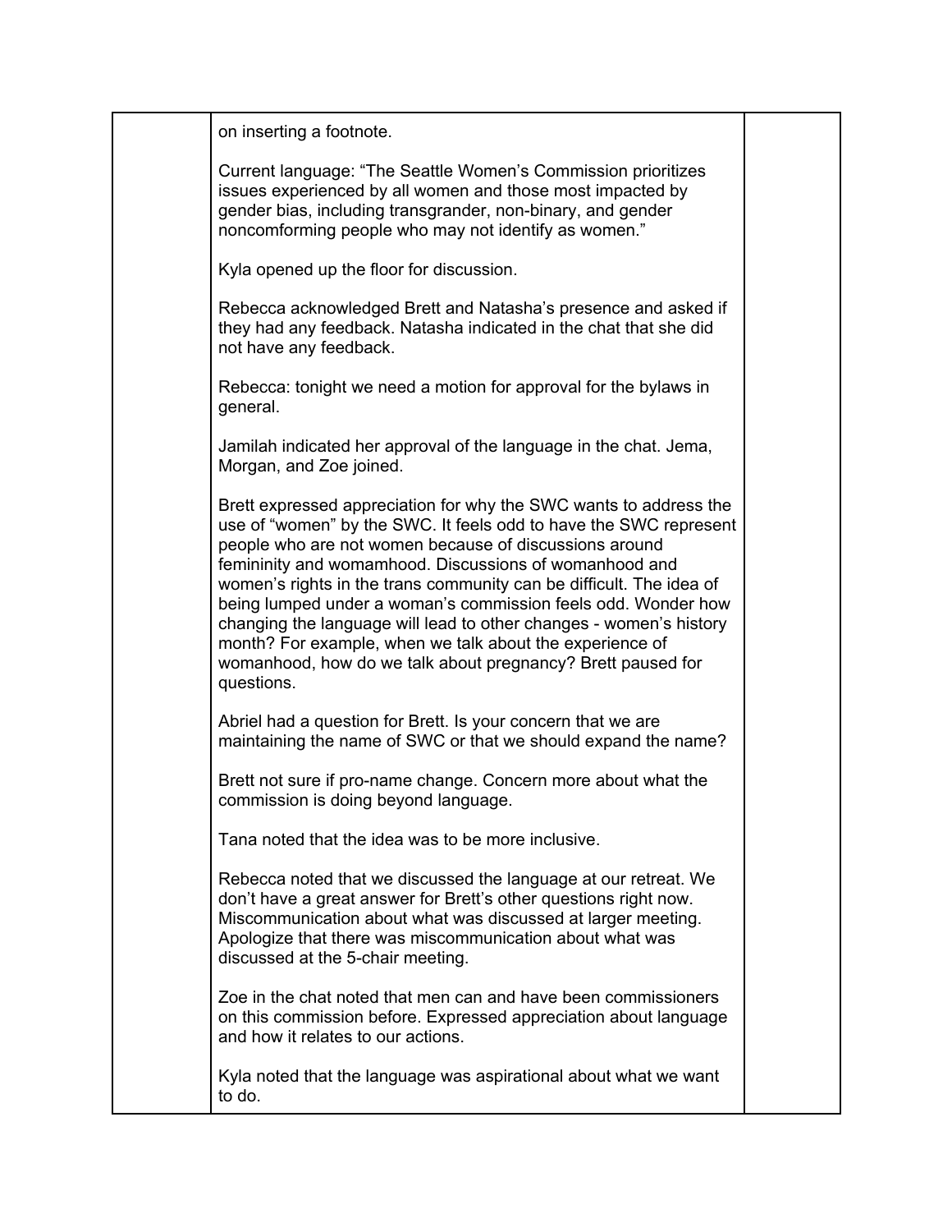| | | |
|---|---|---|
| | on inserting a footnote.<br><br>Current language: "The Seattle Women's Commission prioritizes issues experienced by all women and those most impacted by gender bias, including transgrander, non-binary, and gender noncomforming people who may not identify as women."<br><br>Kyla opened up the floor for discussion.<br><br>Rebecca acknowledged Brett and Natasha's presence and asked if they had any feedback. Natasha indicated in the chat that she did not have any feedback.<br><br>Rebecca: tonight we need a motion for approval for the bylaws in general.<br><br>Jamilah indicated her approval of the language in the chat. Jema, Morgan, and Zoe joined.<br><br>Brett expressed appreciation for why the SWC wants to address the use of "women" by the SWC. It feels odd to have the SWC represent people who are not women because of discussions around femininity and womamhood. Discussions of womanhood and women's rights in the trans community can be difficult. The idea of being lumped under a woman's commission feels odd. Wonder how changing the language will lead to other changes - women's history month? For example, when we talk about the experience of womanhood, how do we talk about pregnancy? Brett paused for questions.<br><br>Abriel had a question for Brett. Is your concern that we are maintaining the name of SWC or that we should expand the name?<br><br>Brett not sure if pro-name change. Concern more about what the commission is doing beyond language.<br><br>Tana noted that the idea was to be more inclusive.<br><br>Rebecca noted that we discussed the language at our retreat. We don't have a great answer for Brett's other questions right now. Miscommunication about what was discussed at larger meeting. Apologize that there was miscommunication about what was discussed at the 5-chair meeting.<br><br>Zoe in the chat noted that men can and have been commissioners on this commission before. Expressed appreciation about language and how it relates to our actions.<br><br>Kyla noted that the language was aspirational about what we want to do. | |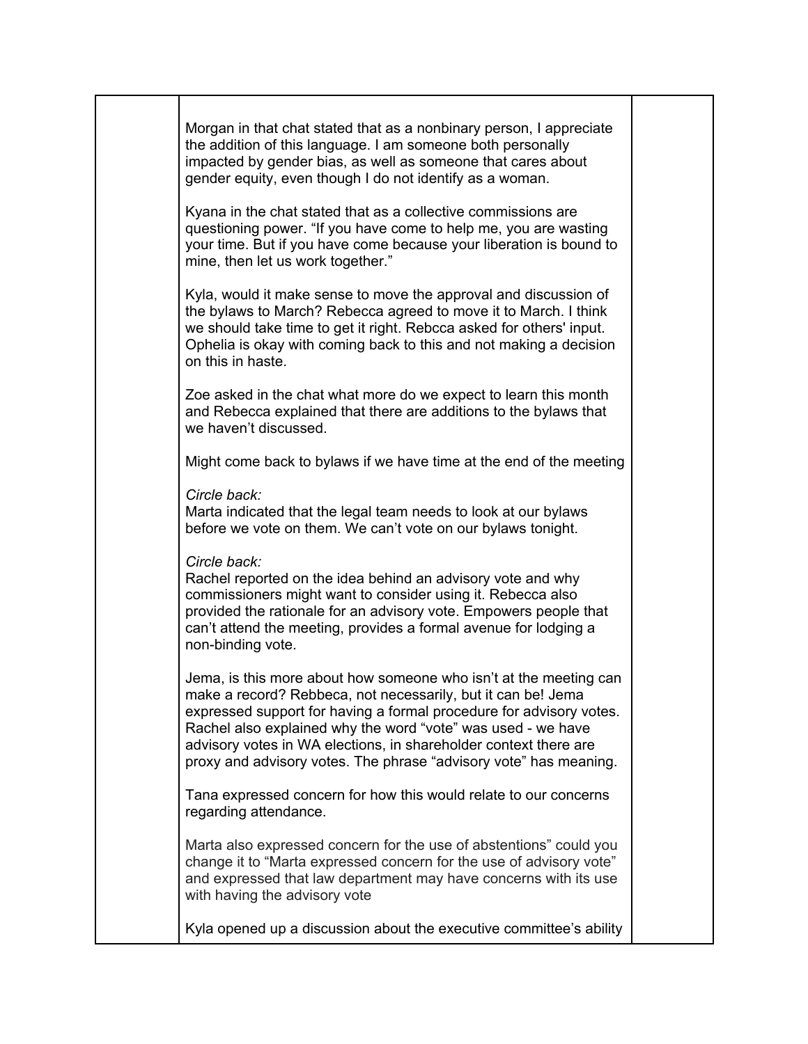| | | | |
|---|---|---|---|
| | Morgan in that chat stated that as a nonbinary person, I appreciate the addition of this language. I am someone both personally impacted by gender bias, as well as someone that cares about gender equity, even though I do not identify as a woman.<br><br>Kyana in the chat stated that as a collective commissions are questioning power. "If you have come to help me, you are wasting your time. But if you have come because your liberation is bound to mine, then let us work together."<br><br>Kyla, would it make sense to move the approval and discussion of the bylaws to March? Rebecca agreed to move it to March. I think we should take time to get it right. Rebcca asked for others' input. Ophelia is okay with coming back to this and not making a decision on this in haste.<br><br>Zoe asked in the chat what more do we expect to learn this month and Rebecca explained that there are additions to the bylaws that we haven't discussed.<br><br>Might come back to bylaws if we have time at the end of the meeting<br><br>*Circle back:*<br>Marta indicated that the legal team needs to look at our bylaws before we vote on them. We can't vote on our bylaws tonight.<br><br>*Circle back:*<br>Rachel reported on the idea behind an advisory vote and why commissioners might want to consider using it. Rebecca also provided the rationale for an advisory vote. Empowers people that can't attend the meeting, provides a formal avenue for lodging a non-binding vote.<br><br>Jema, is this more about how someone who isn't at the meeting can make a record? Rebbeca, not necessarily, but it can be! Jema expressed support for having a formal procedure for advisory votes. Rachel also explained why the word "vote" was used - we have advisory votes in WA elections, in shareholder context there are proxy and advisory votes. The phrase "advisory vote" has meaning.<br><br>Tana expressed concern for how this would relate to our concerns regarding attendance.<br><br>Marta also expressed concern for the use of abstentions" could you change it to "Marta expressed concern for the use of advisory vote" and expressed that law department may have concerns with its use with having the advisory vote<br><br>Kyla opened up a discussion about the executive committee's ability | | |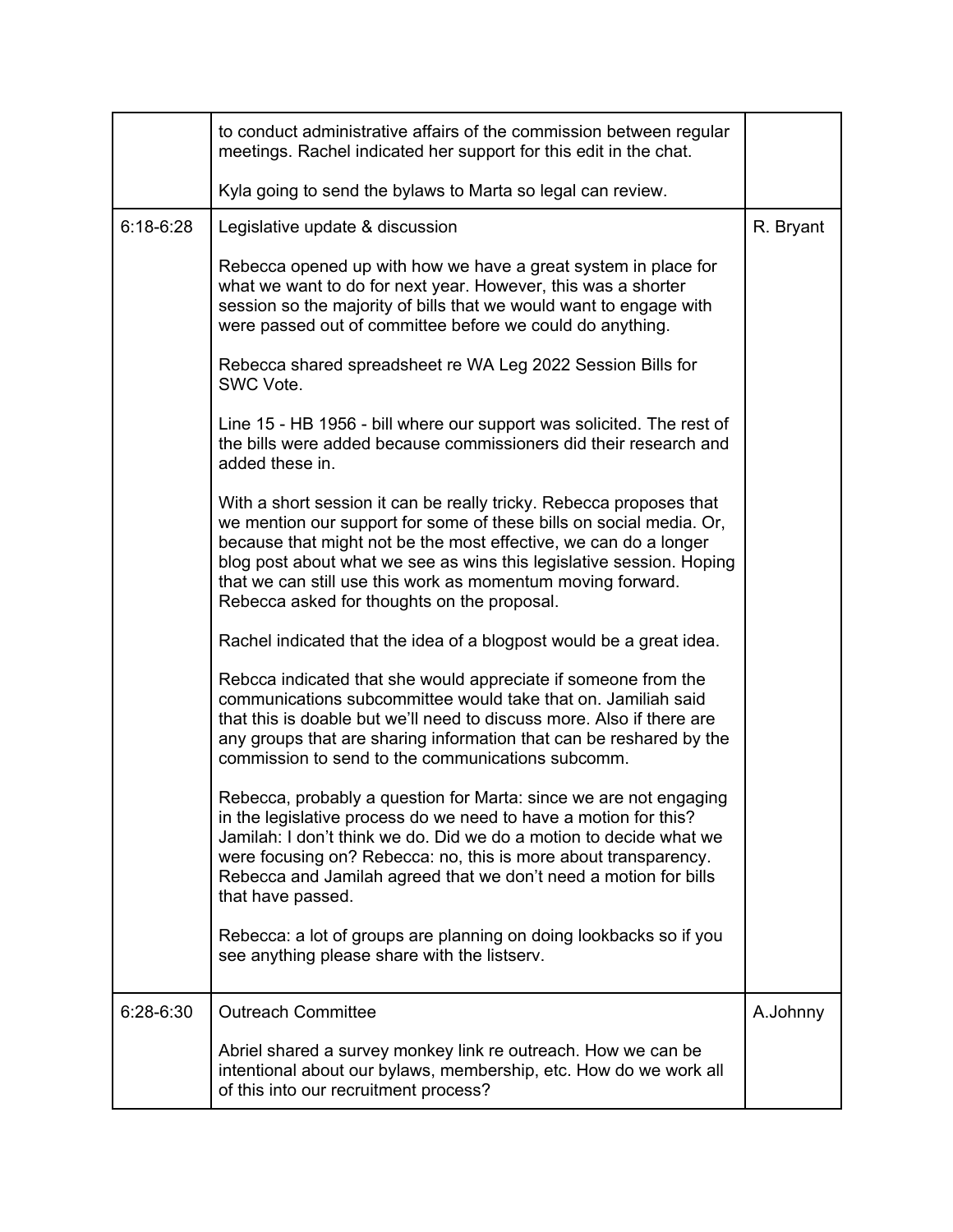| | | |
|---|---|---|
| | to conduct administrative affairs of the commission between regular meetings. Rachel indicated her support for this edit in the chat.<br><br>Kyla going to send the bylaws to Marta so legal can review. | |
| 6:18-6:28 | Legislative update & discussion<br><br>Rebecca opened up with how we have a great system in place for what we want to do for next year. However, this was a shorter session so the majority of bills that we would want to engage with were passed out of committee before we could do anything.<br><br>Rebecca shared spreadsheet re WA Leg 2022 Session Bills for SWC Vote.<br><br>Line 15 - HB 1956 - bill where our support was solicited. The rest of the bills were added because commissioners did their research and added these in.<br><br>With a short session it can be really tricky. Rebecca proposes that we mention our support for some of these bills on social media. Or, because that might not be the most effective, we can do a longer blog post about what we see as wins this legislative session. Hoping that we can still use this work as momentum moving forward. Rebecca asked for thoughts on the proposal.<br><br>Rachel indicated that the idea of a blogpost would be a great idea.<br><br>Rebcca indicated that she would appreciate if someone from the communications subcommittee would take that on. Jamiliah said that this is doable but we'll need to discuss more. Also if there are any groups that are sharing information that can be reshared by the commission to send to the communications subcomm.<br><br>Rebecca, probably a question for Marta: since we are not engaging in the legislative process do we need to have a motion for this? Jamilah: I don't think we do. Did we do a motion to decide what we were focusing on? Rebecca: no, this is more about transparency. Rebecca and Jamilah agreed that we don't need a motion for bills that have passed.<br><br>Rebecca: a lot of groups are planning on doing lookbacks so if you see anything please share with the listserv. | R. Bryant |
| 6:28-6:30 | Outreach Committee<br><br>Abriel shared a survey monkey link re outreach. How we can be intentional about our bylaws, membership, etc. How do we work all of this into our recruitment process? | A.Johnny |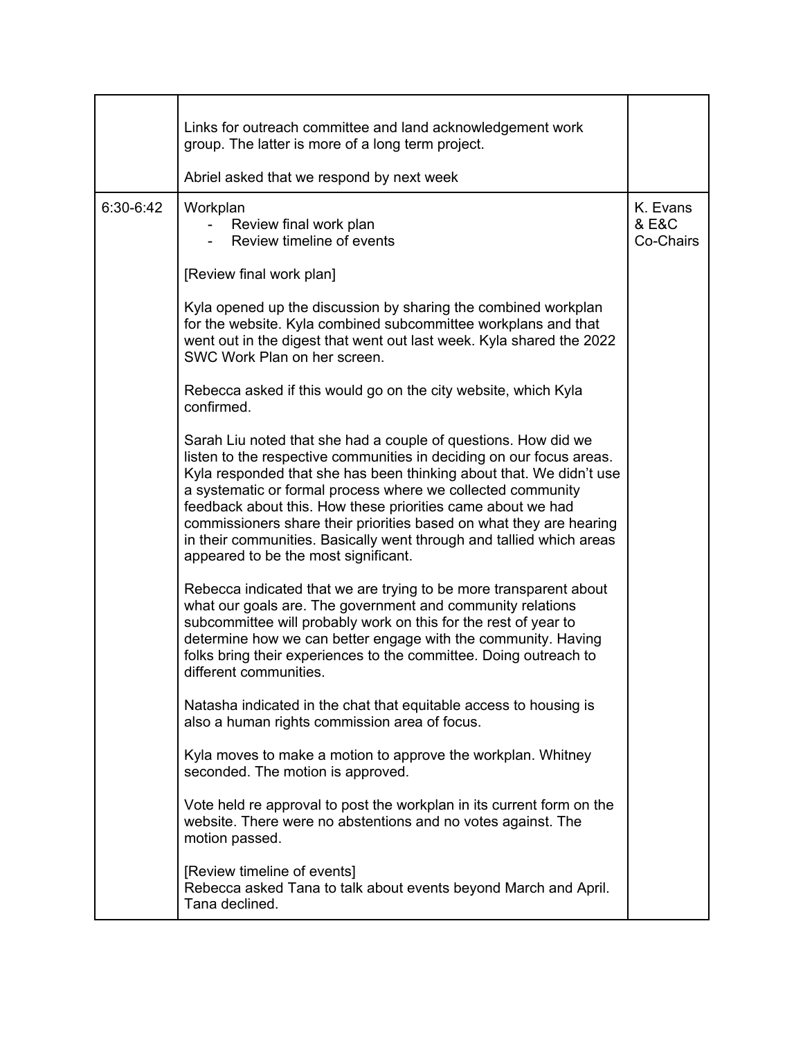| | | |
|---|---|---|
| | Links for outreach committee and land acknowledgement work group. The latter is more of a long term project.<br><br>Abriel asked that we respond by next week | |
| 6:30-6:42 | Workplan<br>- Review final work plan<br>- Review timeline of events<br><br>[Review final work plan]<br><br>Kyla opened up the discussion by sharing the combined workplan for the website. Kyla combined subcommittee workplans and that went out in the digest that went out last week. Kyla shared the 2022 SWC Work Plan on her screen.<br><br>Rebecca asked if this would go on the city website, which Kyla confirmed.<br><br>Sarah Liu noted that she had a couple of questions. How did we listen to the respective communities in deciding on our focus areas. Kyla responded that she has been thinking about that. We didn't use a systematic or formal process where we collected community feedback about this. How these priorities came about we had commissioners share their priorities based on what they are hearing in their communities. Basically went through and tallied which areas appeared to be the most significant.<br><br>Rebecca indicated that we are trying to be more transparent about what our goals are. The government and community relations subcommittee will probably work on this for the rest of year to determine how we can better engage with the community. Having folks bring their experiences to the committee. Doing outreach to different communities.<br><br>Natasha indicated in the chat that equitable access to housing is also a human rights commission area of focus.<br><br>Kyla moves to make a motion to approve the workplan. Whitney seconded. The motion is approved.<br><br>Vote held re approval to post the workplan in its current form on the website. There were no abstentions and no votes against. The motion passed.<br><br>[Review timeline of events]<br>Rebecca asked Tana to talk about events beyond March and April. Tana declined. | K. Evans & E&C Co-Chairs |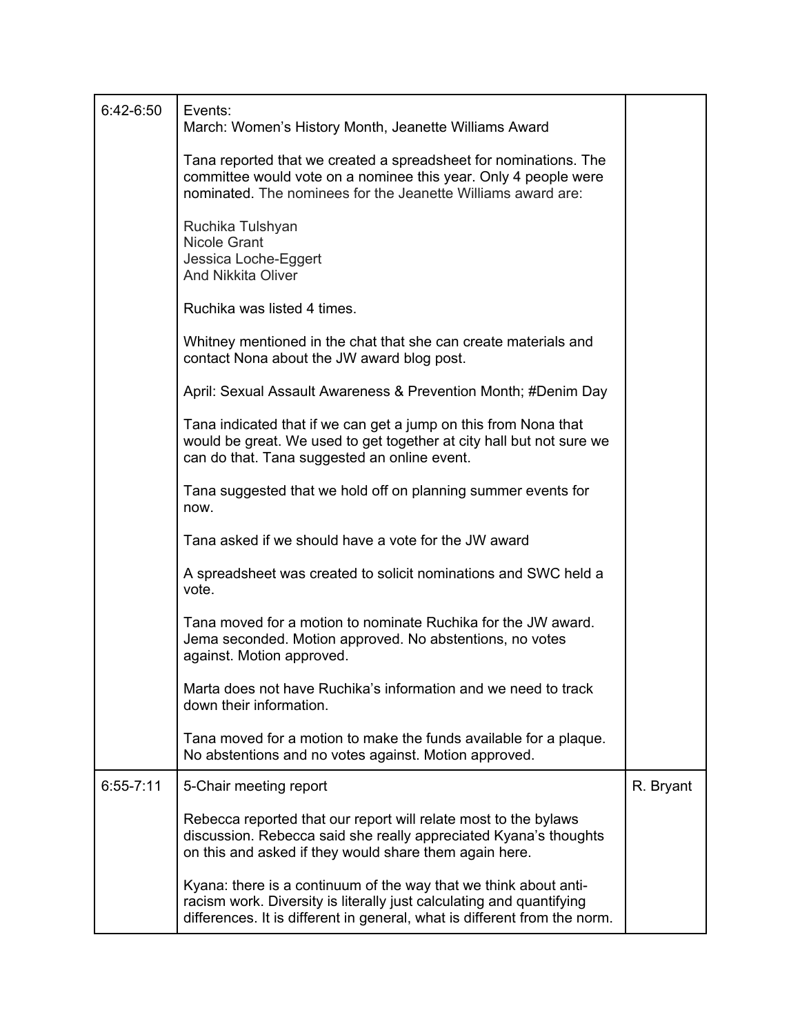| | | |
|---|---|---|
| 6:42-6:50 | Events:<br>March: Women's History Month, Jeanette Williams Award<br><br>Tana reported that we created a spreadsheet for nominations. The committee would vote on a nominee this year. Only 4 people were nominated. The nominees for the Jeanette Williams award are:<br><br>Ruchika Tulshyan<br>Nicole Grant<br>Jessica Loche-Eggert<br>And Nikkita Oliver<br><br>Ruchika was listed 4 times.<br><br>Whitney mentioned in the chat that she can create materials and contact Nona about the JW award blog post.<br><br>April: Sexual Assault Awareness & Prevention Month; #Denim Day<br><br>Tana indicated that if we can get a jump on this from Nona that would be great. We used to get together at city hall but not sure we can do that. Tana suggested an online event.<br><br>Tana suggested that we hold off on planning summer events for now.<br><br>Tana asked if we should have a vote for the JW award<br><br>A spreadsheet was created to solicit nominations and SWC held a vote.<br><br>Tana moved for a motion to nominate Ruchika for the JW award. Jema seconded. Motion approved. No abstentions, no votes against. Motion approved.<br><br>Marta does not have Ruchika's information and we need to track down their information.<br><br>Tana moved for a motion to make the funds available for a plaque. No abstentions and no votes against. Motion approved. | |
| 6:55-7:11 | 5-Chair meeting report<br><br>Rebecca reported that our report will relate most to the bylaws discussion. Rebecca said she really appreciated Kyana's thoughts on this and asked if they would share them again here.<br><br>Kyana: there is a continuum of the way that we think about anti-racism work. Diversity is literally just calculating and quantifying differences. It is different in general, what is different from the norm. | R. Bryant |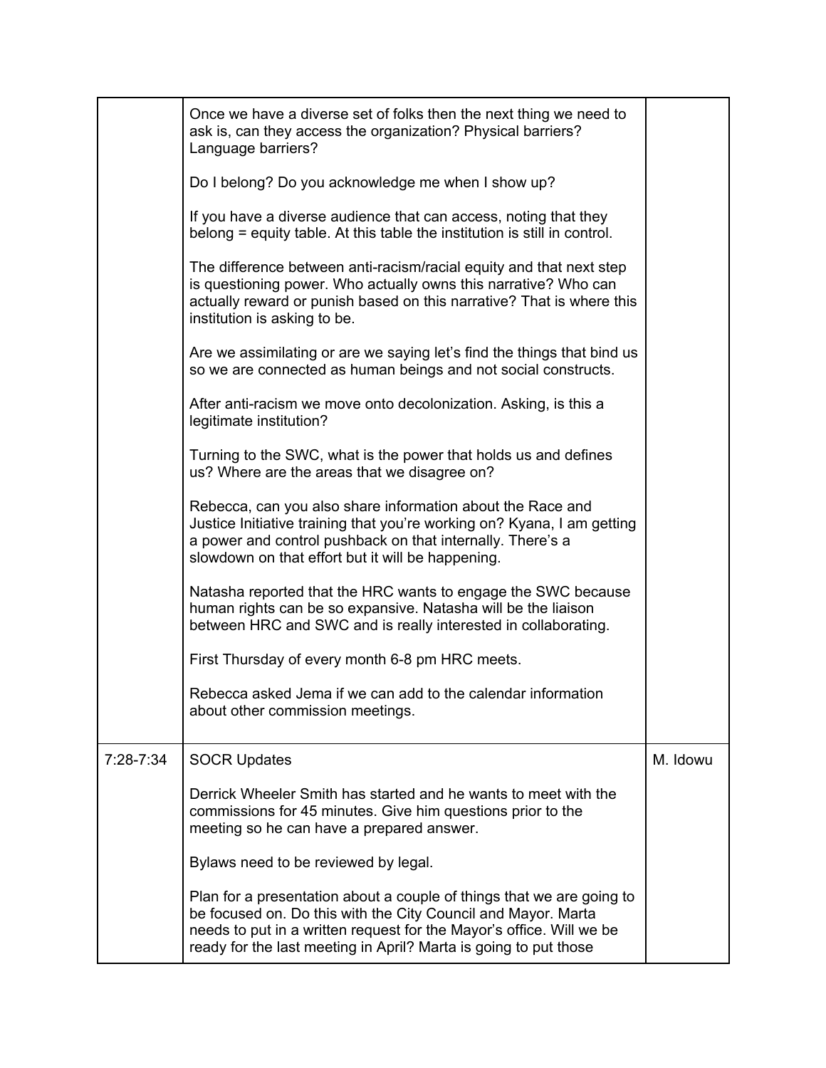| | | |
|---|---|---|
| | Once we have a diverse set of folks then the next thing we need to ask is, can they access the organization? Physical barriers? Language barriers?<br><br>Do I belong? Do you acknowledge me when I show up?<br><br>If you have a diverse audience that can access, noting that they belong = equity table. At this table the institution is still in control.<br><br>The difference between anti-racism/racial equity and that next step is questioning power. Who actually owns this narrative? Who can actually reward or punish based on this narrative? That is where this institution is asking to be.<br><br>Are we assimilating or are we saying let's find the things that bind us so we are connected as human beings and not social constructs.<br><br>After anti-racism we move onto decolonization. Asking, is this a legitimate institution?<br><br>Turning to the SWC, what is the power that holds us and defines us? Where are the areas that we disagree on?<br><br>Rebecca, can you also share information about the Race and Justice Initiative training that you're working on? Kyana, I am getting a power and control pushback on that internally. There's a slowdown on that effort but it will be happening.<br><br>Natasha reported that the HRC wants to engage the SWC because human rights can be so expansive. Natasha will be the liaison between HRC and SWC and is really interested in collaborating.<br><br>First Thursday of every month 6-8 pm HRC meets.<br><br>Rebecca asked Jema if we can add to the calendar information about other commission meetings. | |
| 7:28-7:34 | SOCR Updates<br><br>Derrick Wheeler Smith has started and he wants to meet with the commissions for 45 minutes. Give him questions prior to the meeting so he can have a prepared answer.<br><br>Bylaws need to be reviewed by legal.<br><br>Plan for a presentation about a couple of things that we are going to be focused on. Do this with the City Council and Mayor. Marta needs to put in a written request for the Mayor's office. Will we be ready for the last meeting in April? Marta is going to put those | M. Idowu |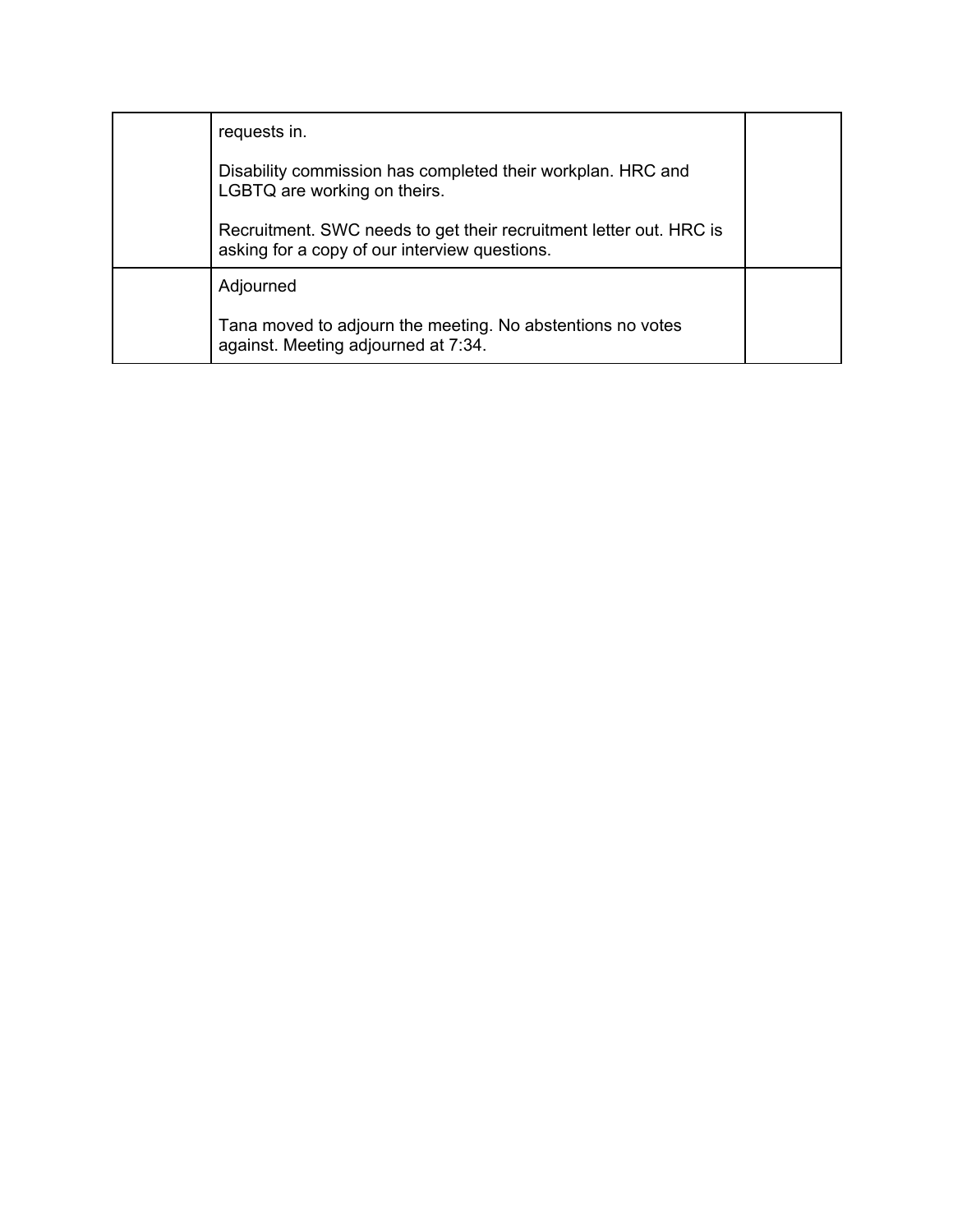| | | |
|---|---|---|
| | requests in.<br><br>Disability commission has completed their workplan. HRC and LGBTQ are working on theirs.<br><br>Recruitment. SWC needs to get their recruitment letter out. HRC is asking for a copy of our interview questions. | |
| | Adjourned<br><br>Tana moved to adjourn the meeting. No abstentions no votes against. Meeting adjourned at 7:34. | |